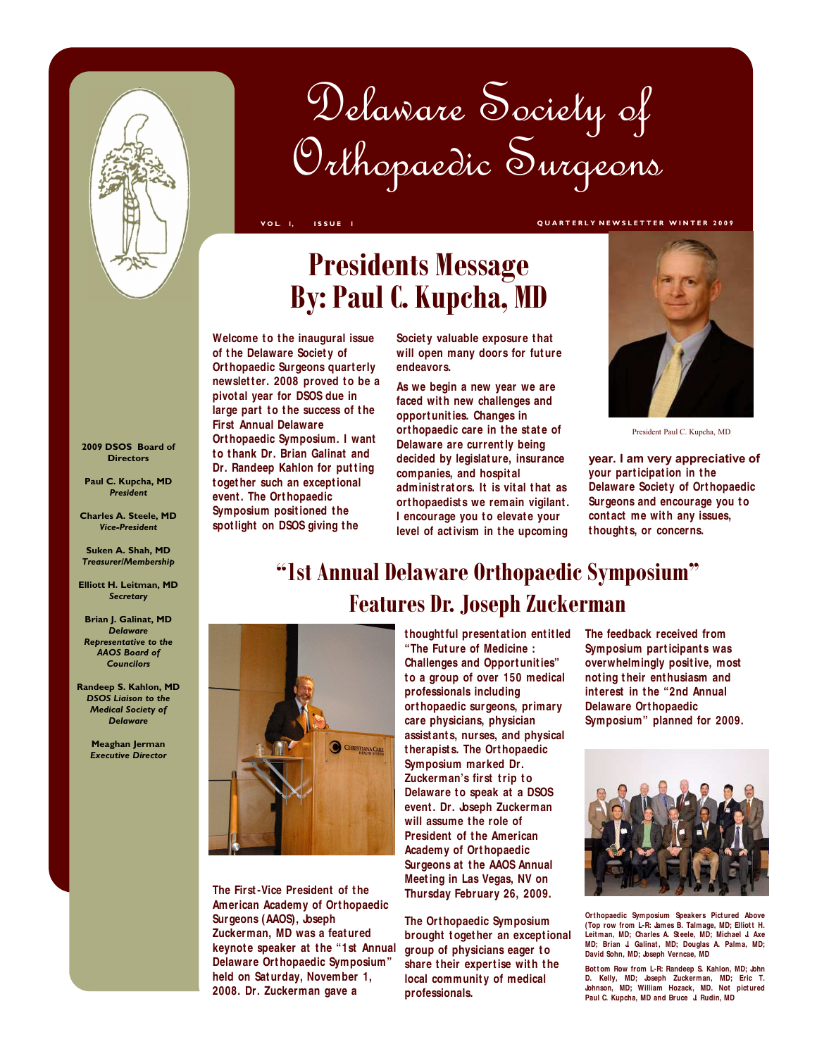# Delaware Society of Orthopaedic Surgeons

VOL. I, ISSUE I

QUARTERLY NEWSLETTER WINTER 2009

**2009 DSOS Board of Directors**

**Paul C. Kupcha, MD**
*President*

**Charles A. Steele, MD**
*Vice-President*

**Suken A. Shah, MD**
*Treasurer/Membership*

**Elliott H. Leitman, MD**
*Secretary*

**Brian J. Galinat, MD**
*Delaware Representative to the AAOS Board of Councilors*

**Randeep S. Kahlon, MD**
*DSOS Liaison to the Medical Society of Delaware*

**Meaghan Jerman**
*Executive Director*

## Presidents Message By: Paul C. Kupcha, MD

Welcome to the inaugural issue of the Delaware Society of Orthopaedic Surgeons quarterly newsletter. 2008 proved to be a pivotal year for DSOS due in large part to the success of the First Annual Delaware Orthopaedic Symposium. I want to thank Dr. Brian Galinat and Dr. Randeep Kahlon for putting together such an exceptional event. The Orthopaedic Symposium positioned the spotlight on DSOS giving the Society valuable exposure that will open many doors for future endeavors.

As we begin a new year we are faced with new challenges and opportunities. Changes in orthopaedic care in the state of Delaware are currently being decided by legislature, insurance companies, and hospital administrators. It is vital that as orthopaedists we remain vigilant. I encourage you to elevate your level of activism in the upcoming year. I am very appreciative of your participation in the Delaware Society of Orthopaedic Surgeons and encourage you to contact me with any issues, thoughts, or concerns.

President Paul C. Kupcha, MD

## "1st Annual Delaware Orthopaedic Symposium" Features Dr. Joseph Zuckerman

The First-Vice President of the American Academy of Orthopaedic Surgeons (AAOS), Joseph Zuckerman, MD was a featured keynote speaker at the "1st Annual Delaware Orthopaedic Symposium" held on Saturday, November 1, 2008. Dr. Zuckerman gave a thoughtful presentation entitled "The Future of Medicine : Challenges and Opportunities" to a group of over 150 medical professionals including orthopaedic surgeons, primary care physicians, physician assistants, nurses, and physical therapists. The Orthopaedic Symposium marked Dr. Zuckerman's first trip to Delaware to speak at a DSOS event. Dr. Joseph Zuckerman will assume the role of President of the American Academy of Orthopaedic Surgeons at the AAOS Annual Meeting in Las Vegas, NV on Thursday February 26, 2009.

The Orthopaedic Symposium brought together an exceptional group of physicians eager to share their expertise with the local community of medical professionals.

The feedback received from Symposium participants was overwhelmingly positive, most noting their enthusiasm and interest in the "2nd Annual Delaware Orthopaedic Symposium" planned for 2009.

Orthopaedic Symposium Speakers Pictured Above (Top row from L-R: James B. Talmage, MD; Elliott H. Leitman, MD; Charles A. Steele, MD; Michael J. Axe MD; Brian J. Galinat, MD; Douglas A. Palma, MD; David Sohn, MD; Joseph Verncae, MD

Bottom Row from L-R: Randeep S. Kahlon, MD; John D. Kelly, MD; Joseph Zuckerman, MD; Eric T. Johnson, MD; William Hozack, MD. Not pictured Paul C. Kupcha, MD and Bruce J. Rudin, MD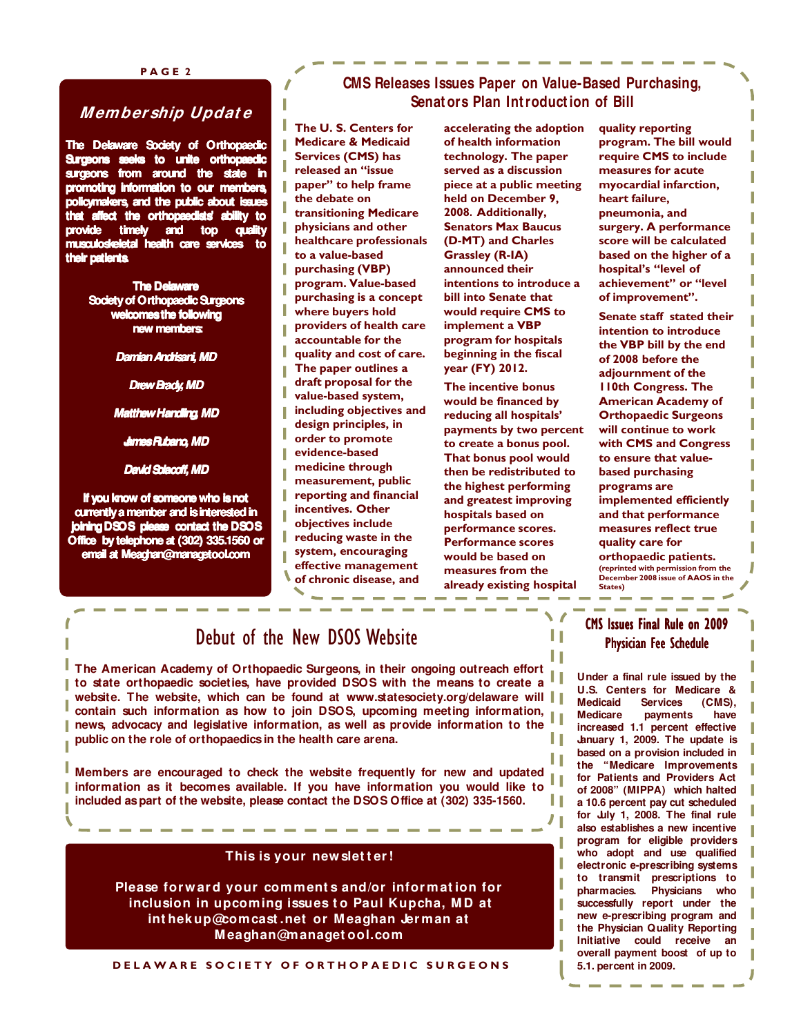## Membership Update

The Delaware Society of Orthopaedic Surgeons seeks to unite orthopaedic surgeons from around the state in promoting information to our members, policymakers, and the public about issues that affect the orthopaedists' ability to provide timely and top quality musculoskeletal health care services to their patients.

The Delaware Society of Orthopaedic Surgeons welcomes the following new members:

*Damian Andrisani, MD*

*Drew Brady, MD*

*Matthew Handling, MD*

*James Rubano, MD*

*David Solacoff, MD*

If you know of someone who is not currently a member and is interested in joining DSOS please contact the DSOS Office by telephone at (302) 335.1560 or email at Meaghan@managetool.com

## CMS Releases Issues Paper on Value-Based Purchasing, Senators Plan Introduction of Bill

**The U. S. Centers for Medicare & Medicaid Services (CMS) has released an "issue paper" to help frame the debate on transitioning Medicare physicians and other healthcare professionals to a value-based purchasing (VBP) program. Value-based purchasing is a concept where buyers hold providers of health care accountable for the quality and cost of care. The paper outlines a draft proposal for the value-based system, including objectives and design principles, in order to promote evidence-based medicine through measurement, public reporting and financial incentives. Other objectives include reducing waste in the system, encouraging effective management of chronic disease, and accelerating the adoption of health information technology. The paper served as a discussion piece at a public meeting held on December 9, 2008. Additionally, Senators Max Baucus (D-MT) and Charles Grassley (R-IA) announced their intentions to introduce a bill into Senate that would require CMS to implement a VBP program for hospitals beginning in the fiscal year (FY) 2012.**

**The incentive bonus would be financed by reducing all hospitals' payments by two percent to create a bonus pool. That bonus pool would then be redistributed to the highest performing and greatest improving hospitals based on performance scores. Performance scores would be based on measures from the already existing hospital quality reporting program. The bill would require CMS to include measures for acute myocardial infarction, heart failure, pneumonia, and surgery. A performance score will be calculated based on the higher of a hospital's "level of achievement" or "level of improvement".**

**Senate staff stated their intention to introduce the VBP bill by the end of 2008 before the adjournment of the 110th Congress. The American Academy of Orthopaedic Surgeons will continue to work with CMS and Congress to ensure that value-based purchasing programs are implemented efficiently and that performance measures reflect true quality care for orthopaedic patients.**

**(reprinted with permission from the December 2008 issue of AAOS in the States)**

## Debut of the New DSOS Website

**The American Academy of Orthopaedic Surgeons, in their ongoing outreach effort to state orthopaedic societies, have provided DSOS with the means to create a website. The website, which can be found at www.statesociety.org/delaware will contain such information as how to join DSOS, upcoming meeting information, news, advocacy and legislative information, as well as provide information to the public on the role of orthopaedics in the health care arena.**

**Members are encouraged to check the website frequently for new and updated information as it becomes available. If you have information you would like to included as part of the website, please contact the DSOS Office at (302) 335-1560.**

## CMS Issues Final Rule on 2009 Physician Fee Schedule

**Under a final rule issued by the U.S. Centers for Medicare & Medicaid Services (CMS), Medicare payments have increased 1.1 percent effective January 1, 2009. The update is based on a provision included in the "Medicare Improvements for Patients and Providers Act of 2008" (MIPPA) which halted a 10.6 percent pay cut scheduled for July 1, 2008. The final rule also establishes a new incentive program for eligible providers who adopt and use qualified electronic e-prescribing systems to transmit prescriptions to pharmacies. Physicians who successfully report under the new e-prescribing program and the Physician Quality Reporting Initiative could receive an overall payment boost of up to 5.1. percent in 2009.**

**This is your newsletter!**

**Please forward your comments and/or information for inclusion in upcoming issues to Paul Kupcha, MD at inthekup@comcast.net or Meaghan Jerman at Meaghan@managetool.com**